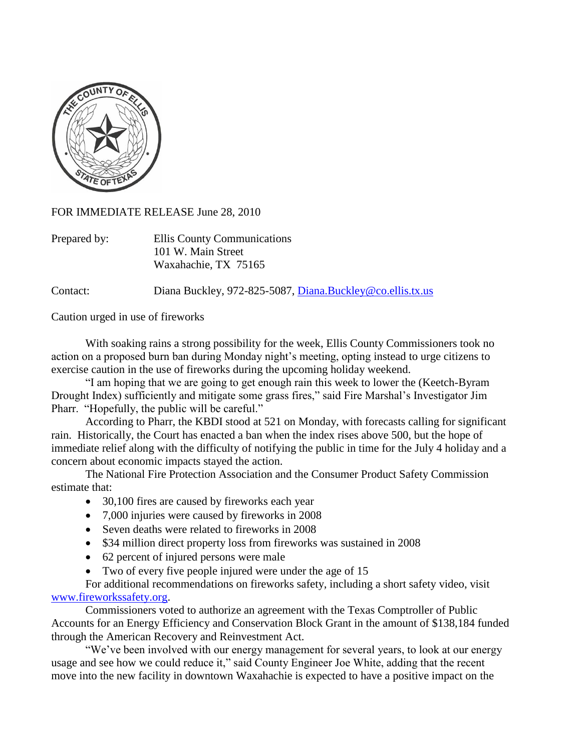FOR IMMEDIATE RELEASE June 28, 2010

Prepared by: Ellis County Communications
101 W. Main Street
Waxahachie, TX 75165

Contact: Diana Buckley, 972-825-5087, Diana.Buckley@co.ellis.tx.us

Caution urged in use of fireworks

With soaking rains a strong possibility for the week, Ellis County Commissioners took no action on a proposed burn ban during Monday night's meeting, opting instead to urge citizens to exercise caution in the use of fireworks during the upcoming holiday weekend.

"I am hoping that we are going to get enough rain this week to lower the (Keetch-Byram Drought Index) sufficiently and mitigate some grass fires," said Fire Marshal's Investigator Jim Pharr. "Hopefully, the public will be careful."

According to Pharr, the KBDI stood at 521 on Monday, with forecasts calling for significant rain. Historically, the Court has enacted a ban when the index rises above 500, but the hope of immediate relief along with the difficulty of notifying the public in time for the July 4 holiday and a concern about economic impacts stayed the action.

The National Fire Protection Association and the Consumer Product Safety Commission estimate that:

- 30,100 fires are caused by fireworks each year
- 7,000 injuries were caused by fireworks in 2008
- Seven deaths were related to fireworks in 2008
- $34 million direct property loss from fireworks was sustained in 2008
- 62 percent of injured persons were male
- Two of every five people injured were under the age of 15

For additional recommendations on fireworks safety, including a short safety video, visit www.fireworkssafety.org.

Commissioners voted to authorize an agreement with the Texas Comptroller of Public Accounts for an Energy Efficiency and Conservation Block Grant in the amount of $138,184 funded through the American Recovery and Reinvestment Act.

"We've been involved with our energy management for several years, to look at our energy usage and see how we could reduce it," said County Engineer Joe White, adding that the recent move into the new facility in downtown Waxahachie is expected to have a positive impact on the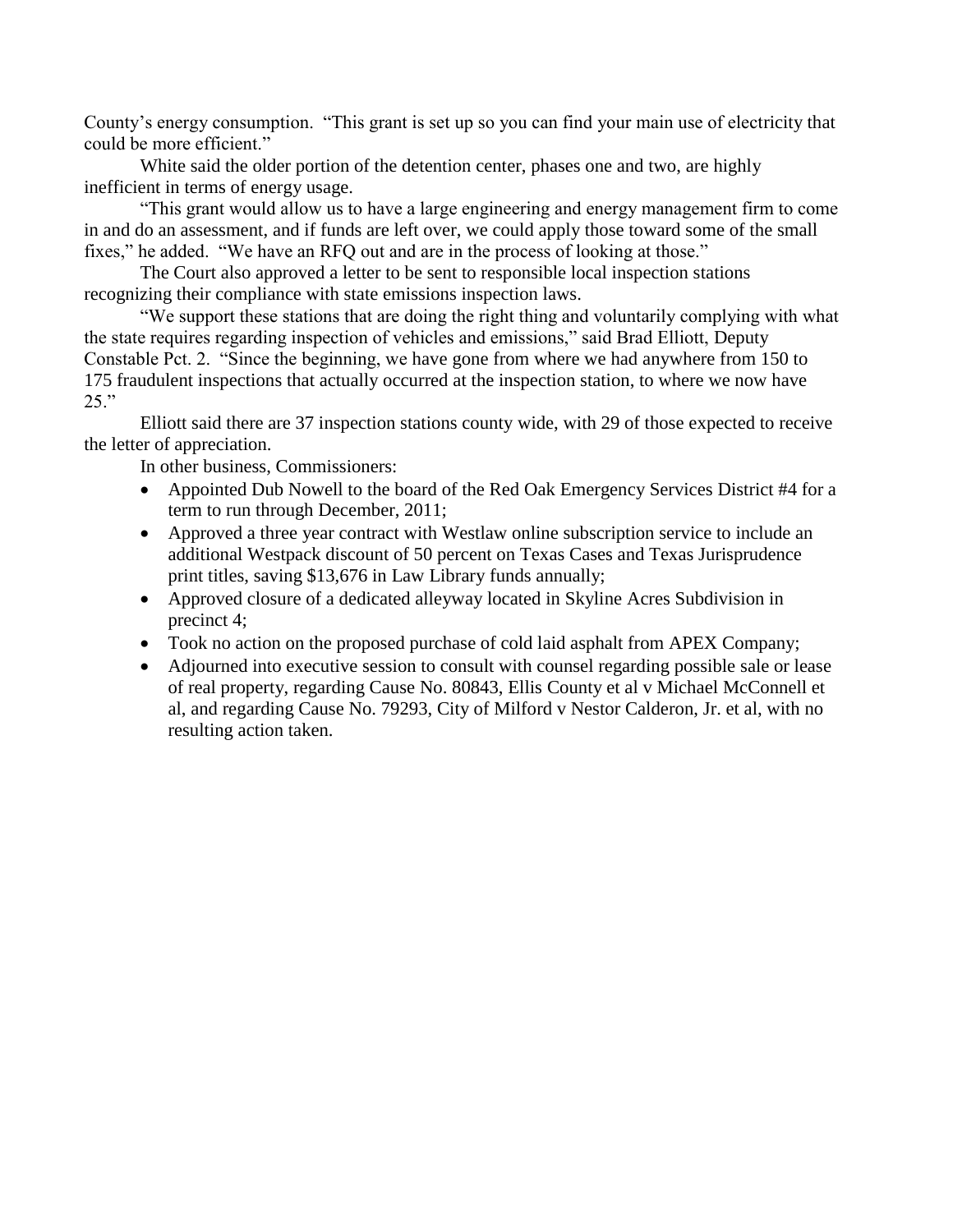County's energy consumption. "This grant is set up so you can find your main use of electricity that could be more efficient."

White said the older portion of the detention center, phases one and two, are highly inefficient in terms of energy usage.

"This grant would allow us to have a large engineering and energy management firm to come in and do an assessment, and if funds are left over, we could apply those toward some of the small fixes," he added. "We have an RFQ out and are in the process of looking at those."

The Court also approved a letter to be sent to responsible local inspection stations recognizing their compliance with state emissions inspection laws.

"We support these stations that are doing the right thing and voluntarily complying with what the state requires regarding inspection of vehicles and emissions," said Brad Elliott, Deputy Constable Pct. 2. "Since the beginning, we have gone from where we had anywhere from 150 to 175 fraudulent inspections that actually occurred at the inspection station, to where we now have 25."

Elliott said there are 37 inspection stations county wide, with 29 of those expected to receive the letter of appreciation.

In other business, Commissioners:

- Appointed Dub Nowell to the board of the Red Oak Emergency Services District #4 for a term to run through December, 2011;
- Approved a three year contract with Westlaw online subscription service to include an additional Westpack discount of 50 percent on Texas Cases and Texas Jurisprudence print titles, saving $13,676 in Law Library funds annually;
- Approved closure of a dedicated alleyway located in Skyline Acres Subdivision in precinct 4;
- Took no action on the proposed purchase of cold laid asphalt from APEX Company;
- Adjourned into executive session to consult with counsel regarding possible sale or lease of real property, regarding Cause No. 80843, Ellis County et al v Michael McConnell et al, and regarding Cause No. 79293, City of Milford v Nestor Calderon, Jr. et al, with no resulting action taken.